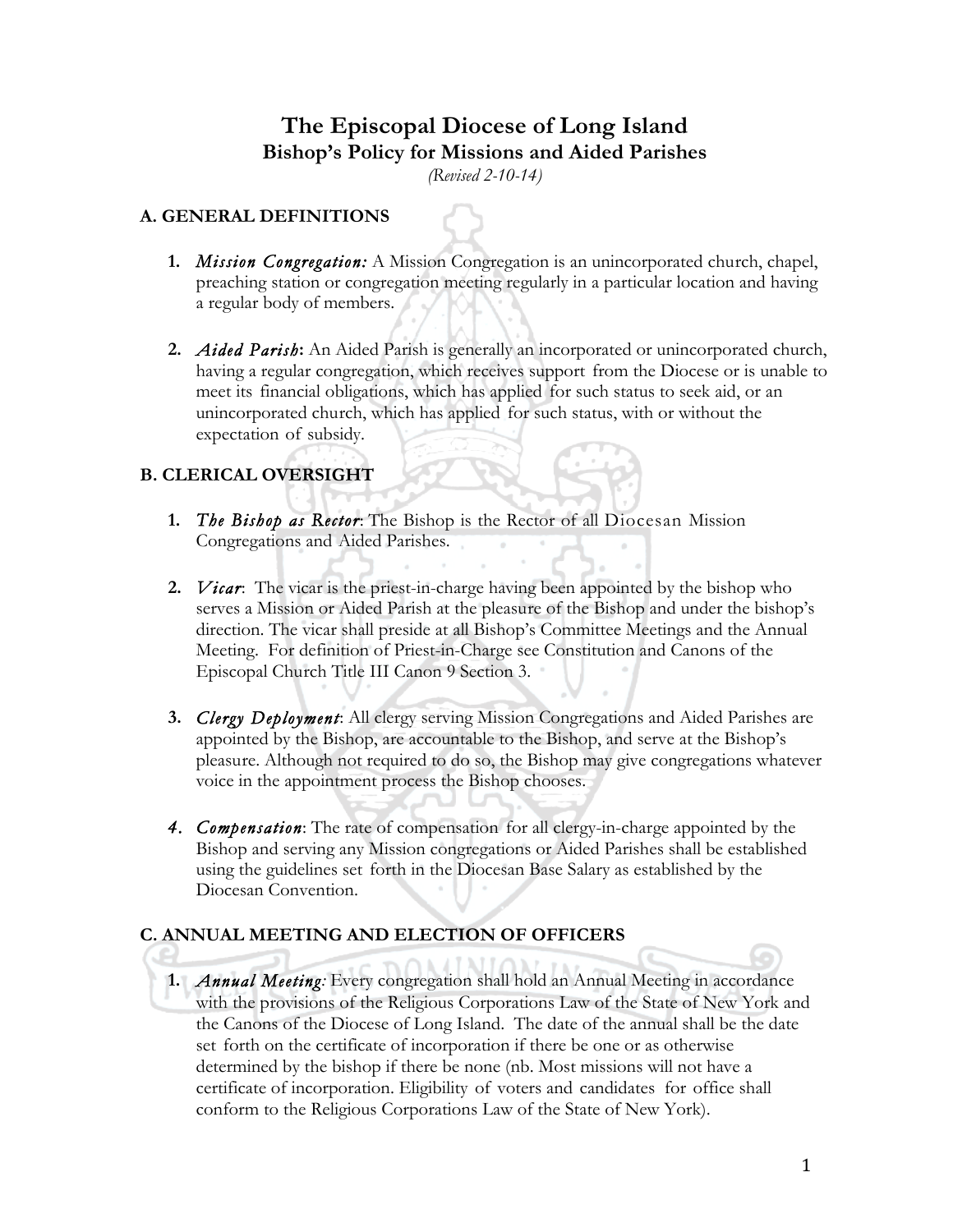# The Episcopal Diocese of Long Island

## Bishop's Policy for Missions and Aided Parishes

*(Revised 2-10-14)*

### A. GENERAL DEFINITIONS

1. ***Mission Congregation:*** A Mission Congregation is an unincorporated church, chapel, preaching station or congregation meeting regularly in a particular location and having a regular body of members.

2. ***Aided Parish*:** An Aided Parish is generally an incorporated or unincorporated church, having a regular congregation, which receives support from the Diocese or is unable to meet its financial obligations, which has applied for such status to seek aid, or an unincorporated church, which has applied for such status, with or without the expectation of subsidy.

### B. CLERICAL OVERSIGHT

1. ***The Bishop as Rector***: The Bishop is the Rector of all Diocesan Mission Congregations and Aided Parishes.

2. ***Vicar***: The vicar is the priest-in-charge having been appointed by the bishop who serves a Mission or Aided Parish at the pleasure of the Bishop and under the bishop's direction. The vicar shall preside at all Bishop's Committee Meetings and the Annual Meeting. For definition of Priest-in-Charge see Constitution and Canons of the Episcopal Church Title III Canon 9 Section 3.

3. ***Clergy Deployment***: All clergy serving Mission Congregations and Aided Parishes are appointed by the Bishop, are accountable to the Bishop, and serve at the Bishop's pleasure. Although not required to do so, the Bishop may give congregations whatever voice in the appointment process the Bishop chooses.

4. ***Compensation***: The rate of compensation for all clergy-in-charge appointed by the Bishop and serving any Mission congregations or Aided Parishes shall be established using the guidelines set forth in the Diocesan Base Salary as established by the Diocesan Convention.

### C. ANNUAL MEETING AND ELECTION OF OFFICERS

1. ***Annual Meeting:*** Every congregation shall hold an Annual Meeting in accordance with the provisions of the Religious Corporations Law of the State of New York and the Canons of the Diocese of Long Island. The date of the annual shall be the date set forth on the certificate of incorporation if there be one or as otherwise determined by the bishop if there be none (nb. Most missions will not have a certificate of incorporation. Eligibility of voters and candidates for office shall conform to the Religious Corporations Law of the State of New York).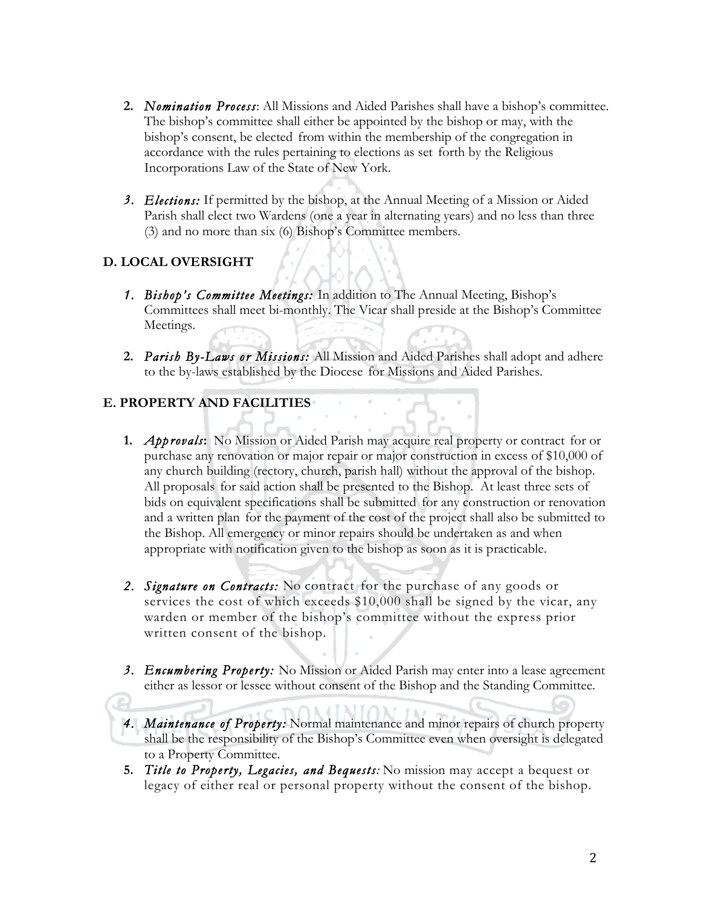2. ***Nomination Process***: All Missions and Aided Parishes shall have a bishop's committee. The bishop's committee shall either be appointed by the bishop or may, with the bishop's consent, be elected from within the membership of the congregation in accordance with the rules pertaining to elections as set forth by the Religious Incorporations Law of the State of New York.

3. ***Elections:*** If permitted by the bishop, at the Annual Meeting of a Mission or Aided Parish shall elect two Wardens (one a year in alternating years) and no less than three (3) and no more than six (6) Bishop's Committee members.

### D. LOCAL OVERSIGHT

1. ***Bishop's Committee Meetings:*** In addition to The Annual Meeting, Bishop's Committees shall meet bi-monthly. The Vicar shall preside at the Bishop's Committee Meetings.

2. ***Parish By-Laws or Missions:*** All Mission and Aided Parishes shall adopt and adhere to the by-laws established by the Diocese for Missions and Aided Parishes.

### E. PROPERTY AND FACILITIES

1. ***Approvals***: No Mission or Aided Parish may acquire real property or contract for or purchase any renovation or major repair or major construction in excess of $10,000 of any church building (rectory, church, parish hall) without the approval of the bishop. All proposals for said action shall be presented to the Bishop. At least three sets of bids on equivalent specifications shall be submitted for any construction or renovation and a written plan for the payment of the cost of the project shall also be submitted to the Bishop. All emergency or minor repairs should be undertaken as and when appropriate with notification given to the bishop as soon as it is practicable.

2. ***Signature on Contracts:*** No contract for the purchase of any goods or services the cost of which exceeds $10,000 shall be signed by the vicar, any warden or member of the bishop's committee without the express prior written consent of the bishop.

3. ***Encumbering Property:*** No Mission or Aided Parish may enter into a lease agreement either as lessor or lessee without consent of the Bishop and the Standing Committee.

4. ***Maintenance of Property:*** Normal maintenance and minor repairs of church property shall be the responsibility of the Bishop's Committee even when oversight is delegated to a Property Committee.

5. ***Title to Property, Legacies, and Bequests:*** No mission may accept a bequest or legacy of either real or personal property without the consent of the bishop.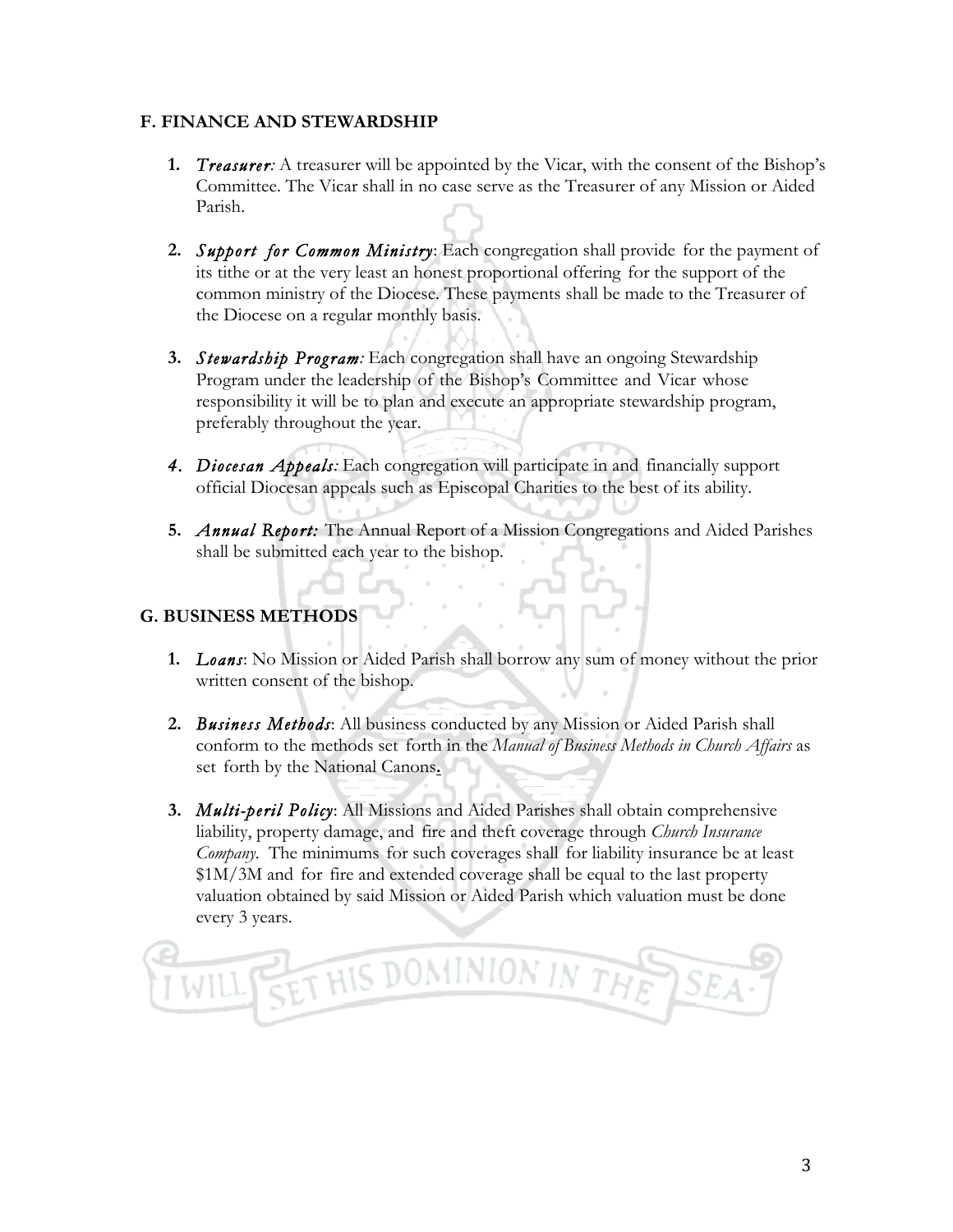## F. FINANCE AND STEWARDSHIP

1. ***Treasurer:*** A treasurer will be appointed by the Vicar, with the consent of the Bishop's Committee. The Vicar shall in no case serve as the Treasurer of any Mission or Aided Parish.

2. ***Support for Common Ministry***: Each congregation shall provide for the payment of its tithe or at the very least an honest proportional offering for the support of the common ministry of the Diocese. These payments shall be made to the Treasurer of the Diocese on a regular monthly basis.

3. ***Stewardship Program:*** Each congregation shall have an ongoing Stewardship Program under the leadership of the Bishop's Committee and Vicar whose responsibility it will be to plan and execute an appropriate stewardship program, preferably throughout the year.

4. ***Diocesan Appeals:*** Each congregation will participate in and financially support official Diocesan appeals such as Episcopal Charities to the best of its ability.

5. ***Annual Report:*** The Annual Report of a Mission Congregations and Aided Parishes shall be submitted each year to the bishop.

## G. BUSINESS METHODS

1. ***Loans***: No Mission or Aided Parish shall borrow any sum of money without the prior written consent of the bishop.

2. ***Business Methods***: All business conducted by any Mission or Aided Parish shall conform to the methods set forth in the *Manual of Business Methods in Church Affairs* as set forth by the National Canons.

3. ***Multi-peril Policy***: All Missions and Aided Parishes shall obtain comprehensive liability, property damage, and fire and theft coverage through *Church Insurance Company*. The minimums for such coverages shall for liability insurance be at least $1M/3M and for fire and extended coverage shall be equal to the last property valuation obtained by said Mission or Aided Parish which valuation must be done every 3 years.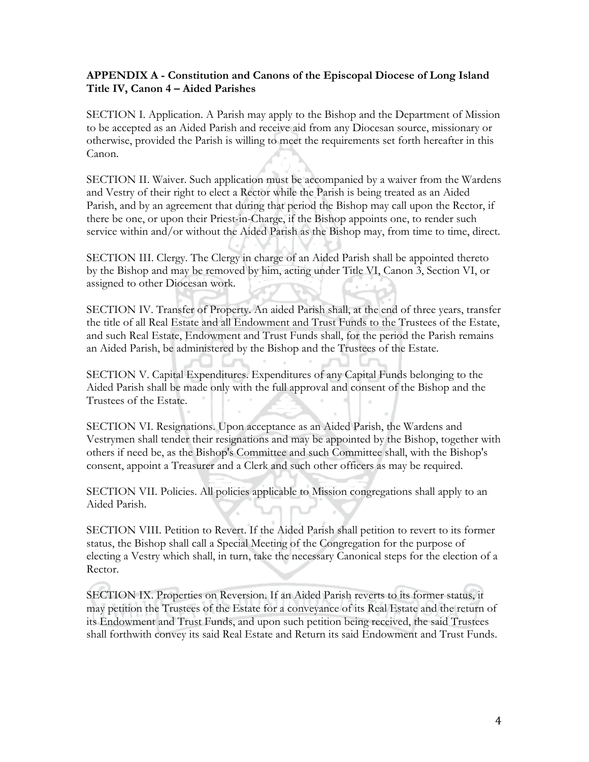**APPENDIX A - Constitution and Canons of the Episcopal Diocese of Long Island Title IV, Canon 4 – Aided Parishes**

SECTION I. Application. A Parish may apply to the Bishop and the Department of Mission to be accepted as an Aided Parish and receive aid from any Diocesan source, missionary or otherwise, provided the Parish is willing to meet the requirements set forth hereafter in this Canon.

SECTION II. Waiver. Such application must be accompanied by a waiver from the Wardens and Vestry of their right to elect a Rector while the Parish is being treated as an Aided Parish, and by an agreement that during that period the Bishop may call upon the Rector, if there be one, or upon their Priest-in-Charge, if the Bishop appoints one, to render such service within and/or without the Aided Parish as the Bishop may, from time to time, direct.

SECTION III. Clergy. The Clergy in charge of an Aided Parish shall be appointed thereto by the Bishop and may be removed by him, acting under Title VI, Canon 3, Section VI, or assigned to other Diocesan work.

SECTION IV. Transfer of Property. An aided Parish shall, at the end of three years, transfer the title of all Real Estate and all Endowment and Trust Funds to the Trustees of the Estate, and such Real Estate, Endowment and Trust Funds shall, for the period the Parish remains an Aided Parish, be administered by the Bishop and the Trustees of the Estate.

SECTION V. Capital Expenditures. Expenditures of any Capital Funds belonging to the Aided Parish shall be made only with the full approval and consent of the Bishop and the Trustees of the Estate.

SECTION VI. Resignations. Upon acceptance as an Aided Parish, the Wardens and Vestrymen shall tender their resignations and may be appointed by the Bishop, together with others if need be, as the Bishop's Committee and such Committee shall, with the Bishop's consent, appoint a Treasurer and a Clerk and such other officers as may be required.

SECTION VII. Policies. All policies applicable to Mission congregations shall apply to an Aided Parish.

SECTION VIII. Petition to Revert. If the Aided Parish shall petition to revert to its former status, the Bishop shall call a Special Meeting of the Congregation for the purpose of electing a Vestry which shall, in turn, take the necessary Canonical steps for the election of a Rector.

SECTION IX. Properties on Reversion. If an Aided Parish reverts to its former status, it may petition the Trustees of the Estate for a conveyance of its Real Estate and the return of its Endowment and Trust Funds, and upon such petition being received, the said Trustees shall forthwith convey its said Real Estate and Return its said Endowment and Trust Funds.